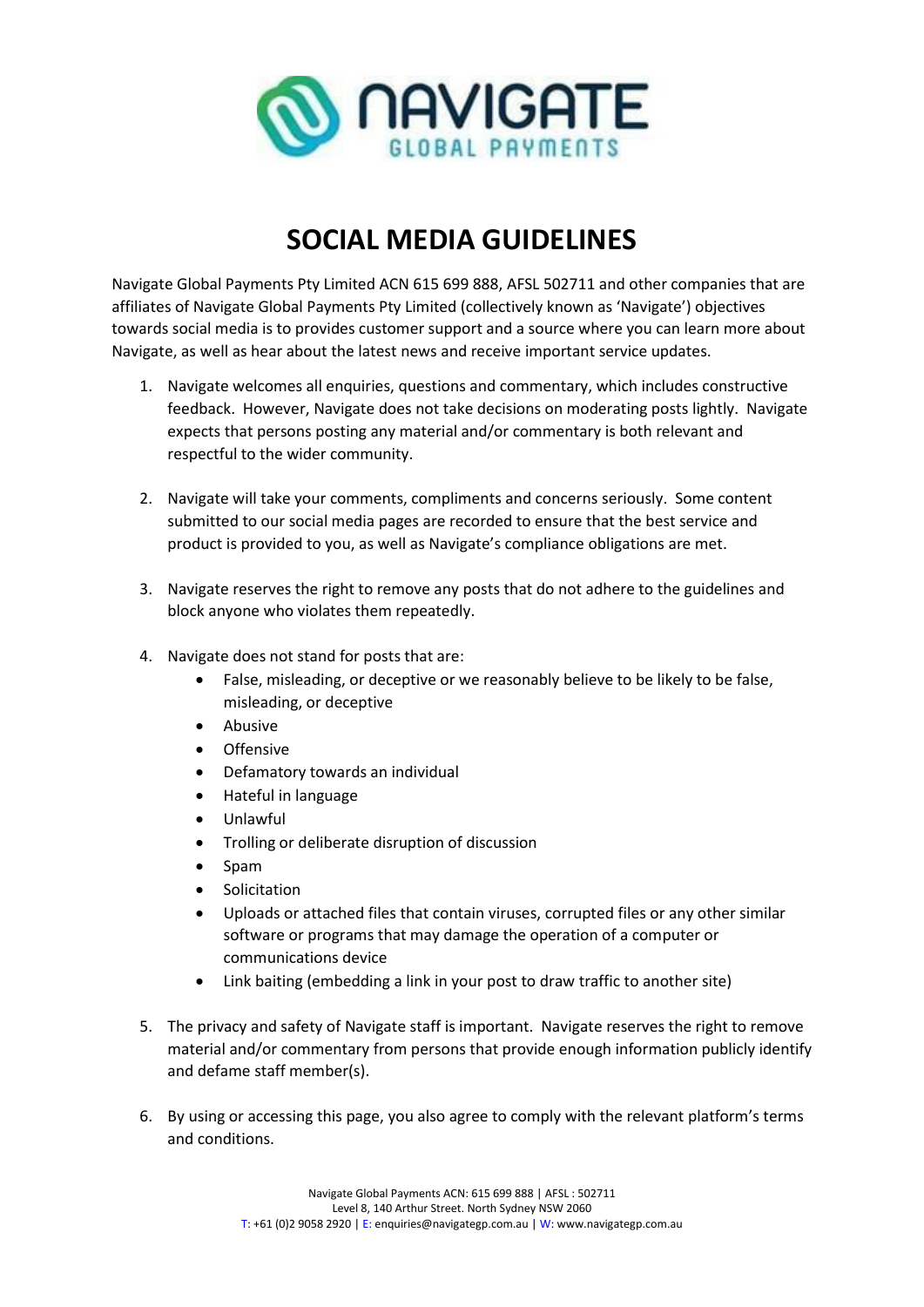# SOCIAL MEDIA GUIDELINES

Navigate Global Payments Pty Limited ACN 615 699 888, AFSL 502711 and other companies that are affiliates of Navigate Global Payments Pty Limited (collectively known as 'Navigate') objectives towards social media is to provides customer support and a source where you can learn more about Navigate, as well as hear about the latest news and receive important service updates.

1. Navigate welcomes all enquiries, questions and commentary, which includes constructive feedback. However, Navigate does not take decisions on moderating posts lightly. Navigate expects that persons posting any material and/or commentary is both relevant and respectful to the wider community.

2. Navigate will take your comments, compliments and concerns seriously. Some content submitted to our social media pages are recorded to ensure that the best service and product is provided to you, as well as Navigate's compliance obligations are met.

3. Navigate reserves the right to remove any posts that do not adhere to the guidelines and block anyone who violates them repeatedly.

4. Navigate does not stand for posts that are:
   - False, misleading, or deceptive or we reasonably believe to be likely to be false, misleading, or deceptive
   - Abusive
   - Offensive
   - Defamatory towards an individual
   - Hateful in language
   - Unlawful
   - Trolling or deliberate disruption of discussion
   - Spam
   - Solicitation
   - Uploads or attached files that contain viruses, corrupted files or any other similar software or programs that may damage the operation of a computer or communications device
   - Link baiting (embedding a link in your post to draw traffic to another site)

5. The privacy and safety of Navigate staff is important. Navigate reserves the right to remove material and/or commentary from persons that provide enough information publicly identify and defame staff member(s).

6. By using or accessing this page, you also agree to comply with the relevant platform's terms and conditions.

Navigate Global Payments ACN: 615 699 888 | AFSL : 502711
Level 8, 140 Arthur Street. North Sydney NSW 2060
T: +61 (0)2 9058 2920 | E: enquiries@navigategp.com.au | W: www.navigategp.com.au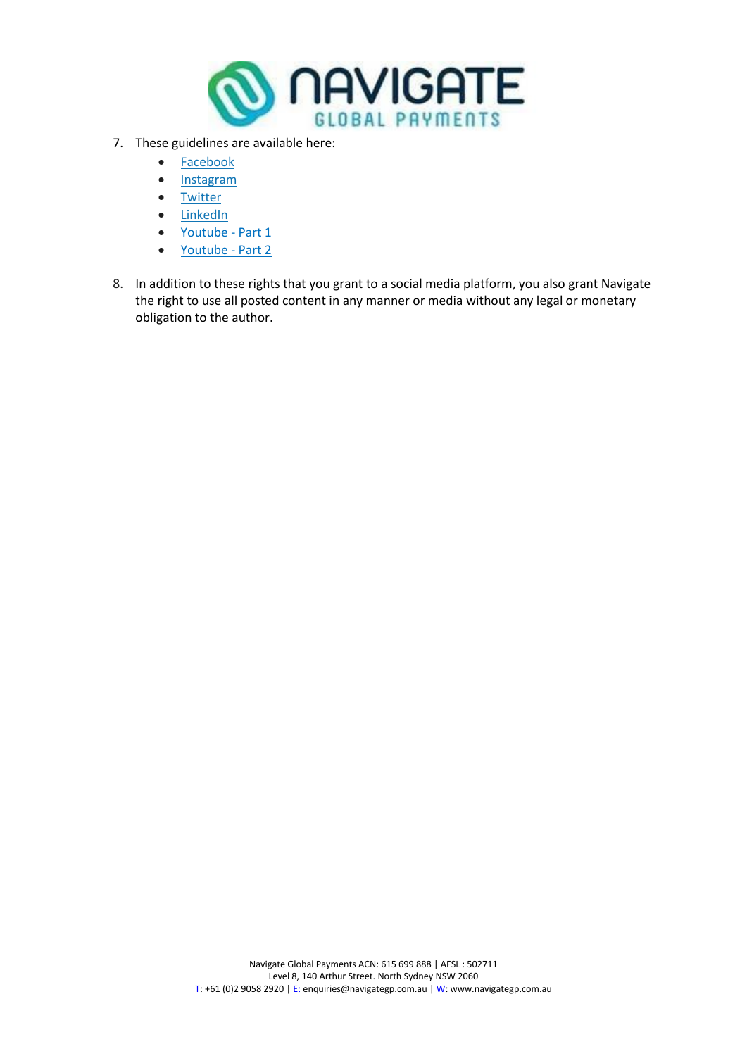7. These guidelines are available here:
    - Facebook
    - Instagram
    - Twitter
    - LinkedIn
    - Youtube - Part 1
    - Youtube - Part 2

8. In addition to these rights that you grant to a social media platform, you also grant Navigate the right to use all posted content in any manner or media without any legal or monetary obligation to the author.